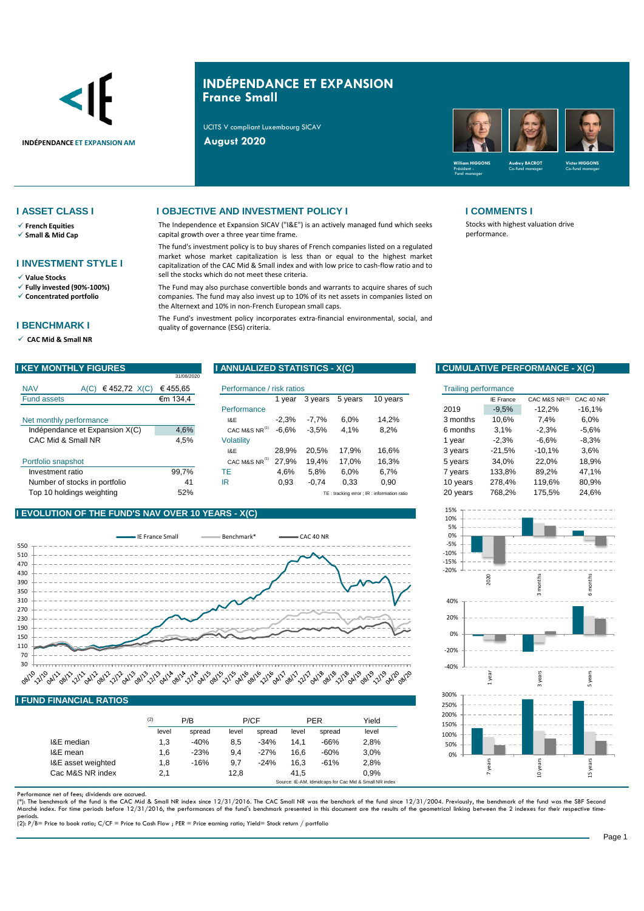INDÉPENDANCE ET EXPANSION AM

# INDÉPENDANCE ET EXPANSION
## France Small

UCITS V compliant Luxembourg SICAV

**August 2020**

William HIGGONS – Président - Fund manager
Audrey BACROT – Co-fund manager
Victor HIGGONS – Co-fund manager

## I ASSET CLASS I

- ✓ **French Equities**
- ✓ **Small & Mid Cap**

## I INVESTMENT STYLE I

- ✓ **Value Stocks**
- ✓ **Fully invested (90%-100%)**
- ✓ **Concentrated portfolio**

## I BENCHMARK I

- ✓ **CAC Mid & Small NR**

## I OBJECTIVE AND INVESTMENT POLICY I

The Independence et Expansion SICAV ("I&E") is an actively managed fund which seeks capital growth over a three year time frame.

The fund's investment policy is to buy shares of French companies listed on a regulated market whose market capitalization is less than or equal to the highest market capitalization of the CAC Mid & Small index and with low price to cash-flow ratio and to sell the stocks which do not meet these criteria.

The Fund may also purchase convertible bonds and warrants to acquire shares of such companies. The fund may also invest up to 10% of its net assets in companies listed on the Alternext and 10% in non-French European small caps.

The Fund's investment policy incorporates extra-financial environmental, social, and quality of governance (ESG) criteria.

## I COMMENTS I

Stocks with highest valuation drive performance.

## I KEY MONTHLY FIGURES

31/08/2020

| NAV | A(C) € 452,72 X(C) | € 455,65 |
|---|---|---|
| Fund assets | | €m 134,4 |
| **Net monthly performance** | | |
| Indépendance et Expansion X(C) | | 4,6% |
| CAC Mid & Small NR | | 4,5% |
| **Portfolio snapshot** | | |
| Investment ratio | | 99,7% |
| Number of stocks in portfolio | | 41 |
| Top 10 holdings weighting | | 52% |

## I ANNUALIZED STATISTICS - X(C)

| Performance / risk ratios | 1 year | 3 years | 5 years | 10 years |
|---|---|---|---|---|
| **Performance** | | | | |
| I&E | -2,3% | -7,7% | 6,0% | 14,2% |
| CAC M&S NR [1] | -6,6% | -3,5% | 4,1% | 8,2% |
| **Volatility** | | | | |
| I&E | 28,9% | 20,5% | 17,9% | 16,6% |
| CAC M&S NR [1] | 27,9% | 19,4% | 17,0% | 16,3% |
| TE | 4,6% | 5,8% | 6,0% | 6,7% |
| IR | 0,93 | -0,74 | 0,33 | 0,90 |

TE : tracking error ; IR : information ratio

## I CUMULATIVE PERFORMANCE - X(C)

| Trailing performance | IE France | CAC M&S NR [1] | CAC 40 NR |
|---|---|---|---|
| 2019 | -9,5% | -12,2% | -16,1% |
| 3 months | 10,6% | 7,4% | 6,0% |
| 6 months | 3,1% | -2,3% | -5,6% |
| 1 year | -2,3% | -6,6% | -8,3% |
| 3 years | -21,5% | -10,1% | 3,6% |
| 5 years | 34,0% | 22,0% | 18,9% |
| 7 years | 133,8% | 89,2% | 47,1% |
| 10 years | 278,4% | 119,6% | 80,9% |
| 20 years | 768,2% | 175,5% | 24,6% |

## I EVOLUTION OF THE FUND'S NAV OVER 10 YEARS - X(C)

IE France Small — Benchmark* — CAC 40 NR

## I FUND FINANCIAL RATIOS

| [2] | P/B level | P/B spread | P/CF level | P/CF spread | PER level | PER spread | Yield level |
|---|---|---|---|---|---|---|---|
| I&E median | 1,3 | -40% | 8,5 | -34% | 14,1 | -66% | 2,8% |
| I&E mean | 1,6 | -23% | 9,4 | -27% | 16,6 | -60% | 3,0% |
| I&E asset weighted | 1,8 | -16% | 9,7 | -24% | 16,3 | -61% | 2,8% |
| Cac M&S NR index | 2,1 | | 12,8 | | 41,5 | | 0,9% |

Source: IE-AM, Idmidcaps for Cac Mid & Small NR index

Performance net of fees; dividends are accrued.

(*): The benchmark of the fund is the CAC Mid & Small NR index since 12/31/2016. The CAC Small NR was the benchark of the fund since 12/31/2004. Previously, the benchmark of the fund was the SBF Second Marché index. For time periods before 12/31/2016, the performances of the fund's benchmark presented in this document are the results of the geometrical linking between the 2 indexes for their respective time-periods.

(2): P/B= Price to book ratio; C/CF = Price to Cash Flow ; PER = Price earning ratio; Yield= Stock return / portfolio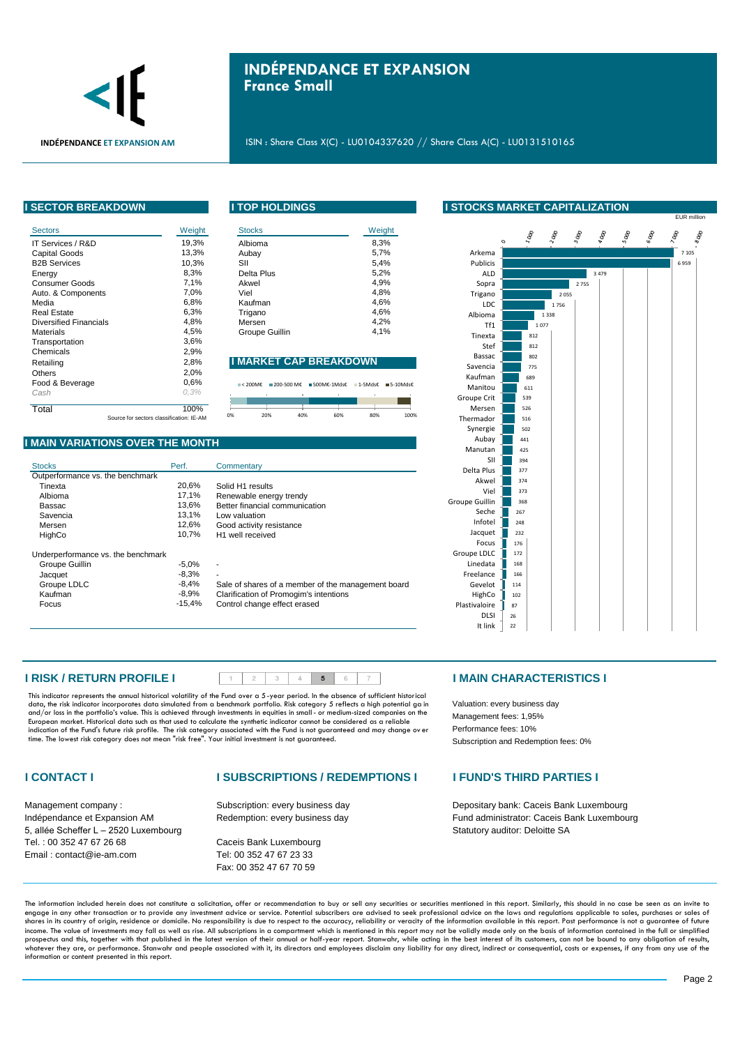# INDÉPENDANCE ET EXPANSION
## France Small

INDÉPENDANCE ET EXPANSION AM

ISIN : Share Class X(C) - LU0104337620 // Share Class A(C) - LU0131510165

## I SECTOR BREAKDOWN

| Sectors | Weight |
|---|---|
| IT Services / R&D | 19,3% |
| Capital Goods | 13,3% |
| B2B Services | 10,3% |
| Energy | 8,3% |
| Consumer Goods | 7,1% |
| Auto. & Components | 7,0% |
| Media | 6,8% |
| Real Estate | 6,3% |
| Diversified Financials | 4,8% |
| Materials | 4,5% |
| Transportation | 3,6% |
| Chemicals | 2,9% |
| Retailing | 2,8% |
| Others | 2,0% |
| Food & Beverage | 0,6% |
| *Cash* | *0,3%* |
| Total | 100% |

Source for sectors classification: IE-AM

## I TOP HOLDINGS

| Stocks | Weight |
|---|---|
| Albioma | 8,3% |
| Aubay | 5,7% |
| SII | 5,4% |
| Delta Plus | 5,2% |
| Akwel | 4,9% |
| Viel | 4,8% |
| Kaufman | 4,6% |
| Trigano | 4,6% |
| Mersen | 4,2% |
| Groupe Guillin | 4,1% |

## I MARKET CAP BREAKDOWN

< 200M€  200-500 M€  500M€-1Mds€  1-5Mds€  5-10Mds€

0% 20% 40% 60% 80% 100%

## I STOCKS MARKET CAPITALIZATION

EUR million

0 1 000 2 000 3 000 4 000 5 000 6 000 7 000 8 000

Arkema 7 105
Publicis 6 959
ALD 3 479
Sopra 2 755
Trigano 2 055
LDC 1 756
Albioma 1 338
Tf1 1 077
Tinexta 812
Stef 812
Bassac 802
Savencia 775
Kaufman 689
Manitou 611
Groupe Crit 539
Mersen 526
Thermador 516
Synergie 502
Aubay 441
Manutan 425
SII 394
Delta Plus 377
Akwel 374
Viel 373
Groupe Guillin 368
Seche 267
Infotel 248
Jacquet 232
Focus 176
Groupe LDLC 172
Linedata 168
Freelance 166
Gevelot 114
HighCo 102
Plastivaloire 87
DLSI 26
It link 22

## I MAIN VARIATIONS OVER THE MONTH

| Stocks | Perf. | Commentary |
|---|---|---|
| Outperformance vs. the benchmark | | |
| Tinexta | 20,6% | Solid H1 results |
| Albioma | 17,1% | Renewable energy trendy |
| Bassac | 13,6% | Better financial communication |
| Savencia | 13,1% | Low valuation |
| Mersen | 12,6% | Good activity resistance |
| HighCo | 10,7% | H1 well received |
| Underperformance vs. the benchmark | | |
| Groupe Guillin | -5,0% | - |
| Jacquet | -8,3% | - |
| Groupe LDLC | -8,4% | Sale of shares of a member of the management board |
| Kaufman | -8,9% | Clarification of Promogim's intentions |
| Focus | -15,4% | Control change effect erased |

## I RISK / RETURN PROFILE I

1 2 3 4 **5** 6 7

This indicator represents the annual historical volatility of the Fund over a 5-year period. In the absence of sufficient historical data, the risk indicator incorporates data simulated from a benchmark portfolio. Risk category 5 reflects a high potential gain and/or loss in the portfolio's value. This is achieved through investments in equities in small- or medium-sized companies on the European market. Historical data such as that used to calculate the synthetic indicator cannot be considered as a reliable indication of the Fund's future risk profile. The risk category associated with the Fund is not guaranteed and may change over time. The lowest risk category does not mean "risk free". Your initial investment is not guaranteed.

## I MAIN CHARACTERISTICS I

Valuation: every business day
Management fees: 1,95%
Performance fees: 10%
Subscription and Redemption fees: 0%

## I CONTACT I

Management company :
Indépendance et Expansion AM
5, allée Scheffer L – 2520 Luxembourg
Tel. : 00 352 47 67 26 68
Email : contact@ie-am.com

## I SUBSCRIPTIONS / REDEMPTIONS I

Subscription: every business day
Redemption: every business day

Caceis Bank Luxembourg
Tel: 00 352 47 67 23 33
Fax: 00 352 47 67 70 59

## I FUND'S THIRD PARTIES I

Depositary bank: Caceis Bank Luxembourg
Fund administrator: Caceis Bank Luxembourg
Statutory auditor: Deloitte SA

The information included herein does not constitute a solicitation, offer or recommendation to buy or sell any securities or securities mentioned in this report. Similarly, this should in no case be seen as an invite to engage in any other transaction or to provide any investment advice or service. Potential subscribers are advised to seek professional advice on the laws and regulations applicable to sales, purchases or sales of shares in its country of origin, residence or domicile. No responsibility is due to respect to the accuracy, reliability or veracity of the information available in this report. Past performance is not a guarantee of future income. The value of investments may fall as well as rise. All subscriptions in a compartment which is mentioned in this report may not be validly made only on the basis of information contained in the full or simplified prospectus and this, together with that published in the latest version of their annual or half-year report. Stanwahr, while acting in the best interest of its customers, can not be bound to any obligation of results, whatever they are, or performance. Stanwahr and people associated with it, its directors and employees disclaim any liability for any direct, indirect or consequential, costs or expenses, if any from any use of the information or content presented in this report.